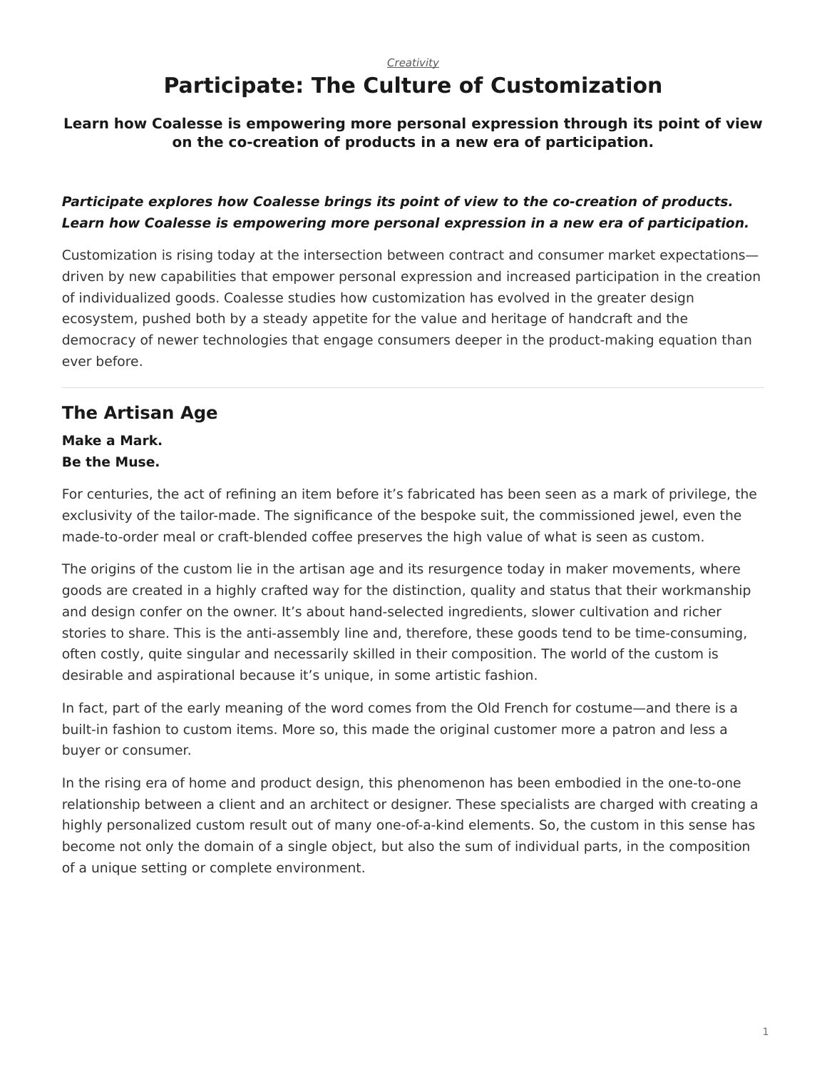*Creativity*

# Participate: The Culture of Customization

**Learn how Coalesse is empowering more personal expression through its point of view on the co-creation of products in a new era of participation.**

***Participate explores how Coalesse brings its point of view to the co-creation of products. Learn how Coalesse is empowering more personal expression in a new era of participation.***

Customization is rising today at the intersection between contract and consumer market expectations—driven by new capabilities that empower personal expression and increased participation in the creation of individualized goods. Coalesse studies how customization has evolved in the greater design ecosystem, pushed both by a steady appetite for the value and heritage of handcraft and the democracy of newer technologies that engage consumers deeper in the product-making equation than ever before.

---

## The Artisan Age

**Make a Mark.**
**Be the Muse.**

For centuries, the act of refining an item before it's fabricated has been seen as a mark of privilege, the exclusivity of the tailor-made. The significance of the bespoke suit, the commissioned jewel, even the made-to-order meal or craft-blended coffee preserves the high value of what is seen as custom.

The origins of the custom lie in the artisan age and its resurgence today in maker movements, where goods are created in a highly crafted way for the distinction, quality and status that their workmanship and design confer on the owner. It's about hand-selected ingredients, slower cultivation and richer stories to share. This is the anti-assembly line and, therefore, these goods tend to be time-consuming, often costly, quite singular and necessarily skilled in their composition. The world of the custom is desirable and aspirational because it's unique, in some artistic fashion.

In fact, part of the early meaning of the word comes from the Old French for costume—and there is a built-in fashion to custom items. More so, this made the original customer more a patron and less a buyer or consumer.

In the rising era of home and product design, this phenomenon has been embodied in the one-to-one relationship between a client and an architect or designer. These specialists are charged with creating a highly personalized custom result out of many one-of-a-kind elements. So, the custom in this sense has become not only the domain of a single object, but also the sum of individual parts, in the composition of a unique setting or complete environment.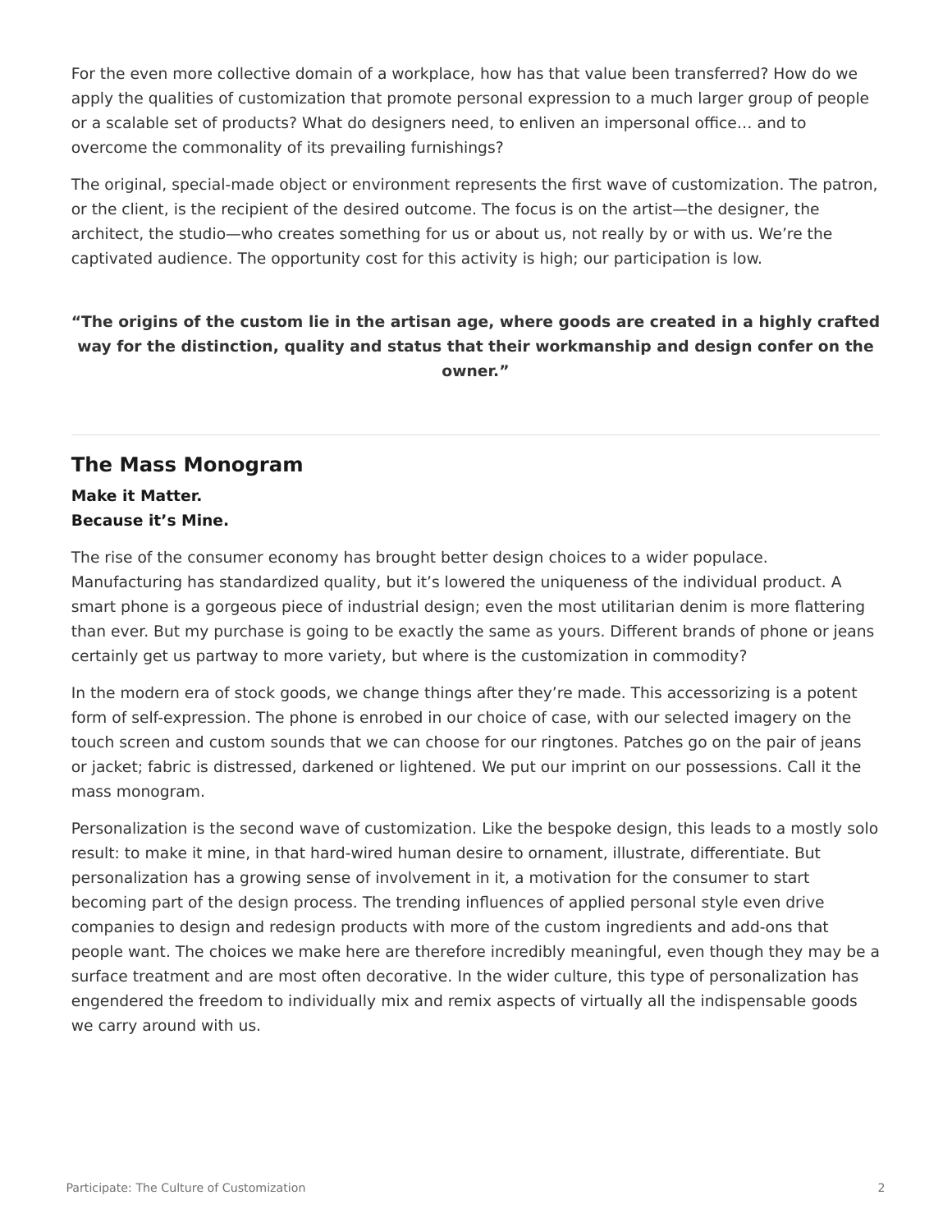For the even more collective domain of a workplace, how has that value been transferred? How do we apply the qualities of customization that promote personal expression to a much larger group of people or a scalable set of products? What do designers need, to enliven an impersonal office… and to overcome the commonality of its prevailing furnishings?

The original, special-made object or environment represents the first wave of customization. The patron, or the client, is the recipient of the desired outcome. The focus is on the artist—the designer, the architect, the studio—who creates something for us or about us, not really by or with us. We're the captivated audience. The opportunity cost for this activity is high; our participation is low.

**"The origins of the custom lie in the artisan age, where goods are created in a highly crafted way for the distinction, quality and status that their workmanship and design confer on the owner."**

---

## The Mass Monogram

**Make it Matter.**
**Because it's Mine.**

The rise of the consumer economy has brought better design choices to a wider populace. Manufacturing has standardized quality, but it's lowered the uniqueness of the individual product. A smart phone is a gorgeous piece of industrial design; even the most utilitarian denim is more flattering than ever. But my purchase is going to be exactly the same as yours. Different brands of phone or jeans certainly get us partway to more variety, but where is the customization in commodity?

In the modern era of stock goods, we change things after they're made. This accessorizing is a potent form of self-expression. The phone is enrobed in our choice of case, with our selected imagery on the touch screen and custom sounds that we can choose for our ringtones. Patches go on the pair of jeans or jacket; fabric is distressed, darkened or lightened. We put our imprint on our possessions. Call it the mass monogram.

Personalization is the second wave of customization. Like the bespoke design, this leads to a mostly solo result: to make it mine, in that hard-wired human desire to ornament, illustrate, differentiate. But personalization has a growing sense of involvement in it, a motivation for the consumer to start becoming part of the design process. The trending influences of applied personal style even drive companies to design and redesign products with more of the custom ingredients and add-ons that people want. The choices we make here are therefore incredibly meaningful, even though they may be a surface treatment and are most often decorative. In the wider culture, this type of personalization has engendered the freedom to individually mix and remix aspects of virtually all the indispensable goods we carry around with us.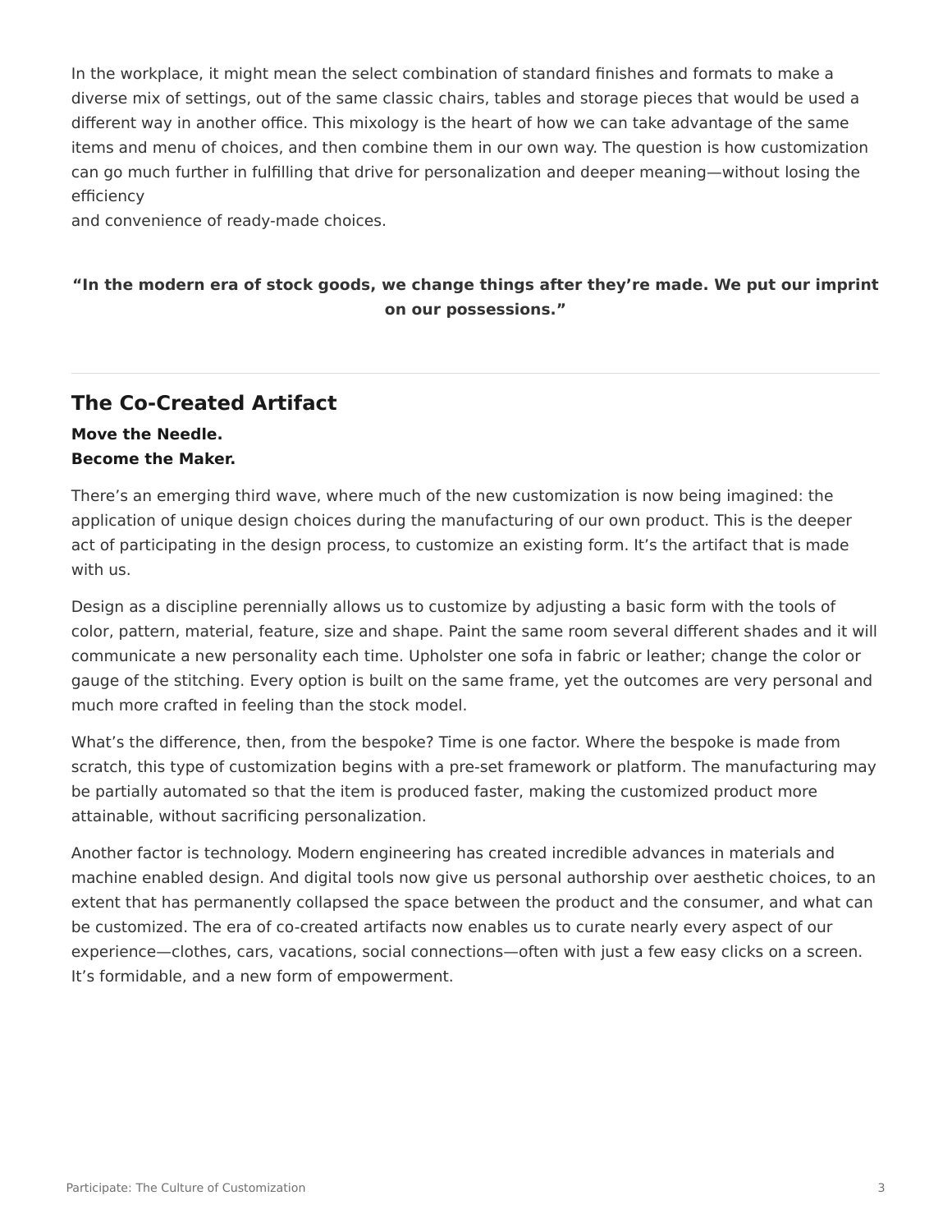In the workplace, it might mean the select combination of standard finishes and formats to make a diverse mix of settings, out of the same classic chairs, tables and storage pieces that would be used a different way in another office. This mixology is the heart of how we can take advantage of the same items and menu of choices, and then combine them in our own way. The question is how customization can go much further in fulfilling that drive for personalization and deeper meaning—without losing the efficiency and convenience of ready-made choices.

**“In the modern era of stock goods, we change things after they’re made. We put our imprint on our possessions.”**

---

## The Co-Created Artifact

**Move the Needle.**
**Become the Maker.**

There’s an emerging third wave, where much of the new customization is now being imagined: the application of unique design choices during the manufacturing of our own product. This is the deeper act of participating in the design process, to customize an existing form. It’s the artifact that is made with us.

Design as a discipline perennially allows us to customize by adjusting a basic form with the tools of color, pattern, material, feature, size and shape. Paint the same room several different shades and it will communicate a new personality each time. Upholster one sofa in fabric or leather; change the color or gauge of the stitching. Every option is built on the same frame, yet the outcomes are very personal and much more crafted in feeling than the stock model.

What’s the difference, then, from the bespoke? Time is one factor. Where the bespoke is made from scratch, this type of customization begins with a pre-set framework or platform. The manufacturing may be partially automated so that the item is produced faster, making the customized product more attainable, without sacrificing personalization.

Another factor is technology. Modern engineering has created incredible advances in materials and machine enabled design. And digital tools now give us personal authorship over aesthetic choices, to an extent that has permanently collapsed the space between the product and the consumer, and what can be customized. The era of co-created artifacts now enables us to curate nearly every aspect of our experience—clothes, cars, vacations, social connections—often with just a few easy clicks on a screen. It’s formidable, and a new form of empowerment.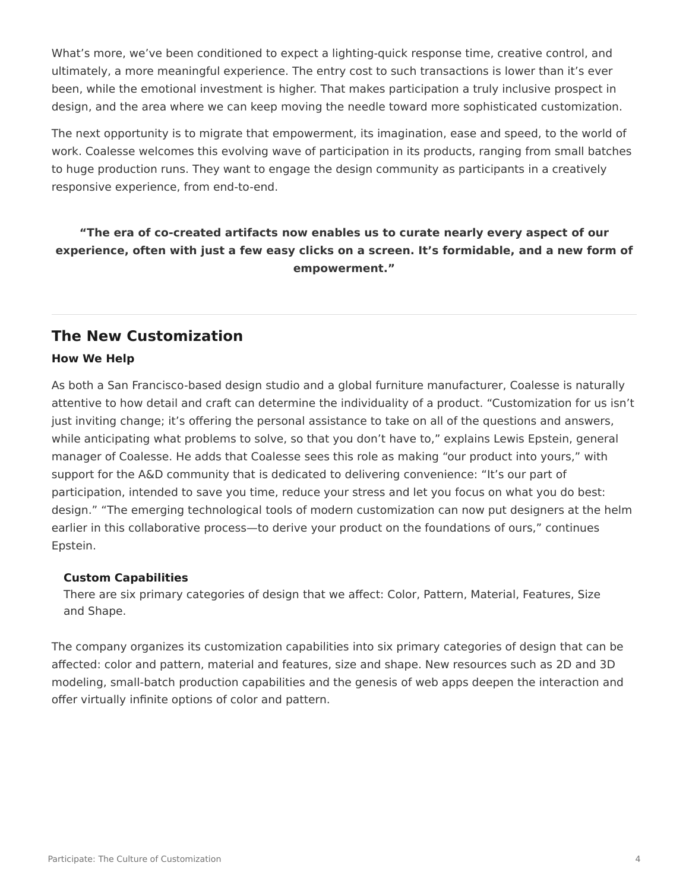What’s more, we’ve been conditioned to expect a lighting-quick response time, creative control, and ultimately, a more meaningful experience. The entry cost to such transactions is lower than it’s ever been, while the emotional investment is higher. That makes participation a truly inclusive prospect in design, and the area where we can keep moving the needle toward more sophisticated customization.

The next opportunity is to migrate that empowerment, its imagination, ease and speed, to the world of work. Coalesse welcomes this evolving wave of participation in its products, ranging from small batches to huge production runs. They want to engage the design community as participants in a creatively responsive experience, from end-to-end.

**“The era of co-created artifacts now enables us to curate nearly every aspect of our experience, often with just a few easy clicks on a screen. It’s formidable, and a new form of empowerment.”**

---

## The New Customization

### How We Help

As both a San Francisco-based design studio and a global furniture manufacturer, Coalesse is naturally attentive to how detail and craft can determine the individuality of a product. “Customization for us isn’t just inviting change; it’s offering the personal assistance to take on all of the questions and answers, while anticipating what problems to solve, so that you don’t have to,” explains Lewis Epstein, general manager of Coalesse. He adds that Coalesse sees this role as making “our product into yours,” with support for the A&D community that is dedicated to delivering convenience: “It’s our part of participation, intended to save you time, reduce your stress and let you focus on what you do best: design.” “The emerging technological tools of modern customization can now put designers at the helm earlier in this collaborative process—to derive your product on the foundations of ours,” continues Epstein.

**Custom Capabilities**
There are six primary categories of design that we affect: Color, Pattern, Material, Features, Size and Shape.

The company organizes its customization capabilities into six primary categories of design that can be affected: color and pattern, material and features, size and shape. New resources such as 2D and 3D modeling, small-batch production capabilities and the genesis of web apps deepen the interaction and offer virtually infinite options of color and pattern.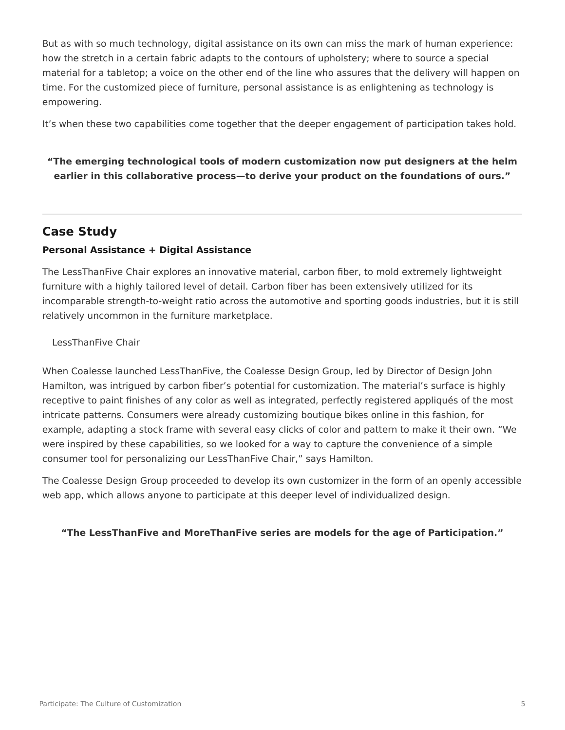But as with so much technology, digital assistance on its own can miss the mark of human experience: how the stretch in a certain fabric adapts to the contours of upholstery; where to source a special material for a tabletop; a voice on the other end of the line who assures that the delivery will happen on time. For the customized piece of furniture, personal assistance is as enlightening as technology is empowering.

It's when these two capabilities come together that the deeper engagement of participation takes hold.

**"The emerging technological tools of modern customization now put designers at the helm earlier in this collaborative process—to derive your product on the foundations of ours."**

---

## Case Study

### Personal Assistance + Digital Assistance

The LessThanFive Chair explores an innovative material, carbon fiber, to mold extremely lightweight furniture with a highly tailored level of detail. Carbon fiber has been extensively utilized for its incomparable strength-to-weight ratio across the automotive and sporting goods industries, but it is still relatively uncommon in the furniture marketplace.

LessThanFive Chair

When Coalesse launched LessThanFive, the Coalesse Design Group, led by Director of Design John Hamilton, was intrigued by carbon fiber's potential for customization. The material's surface is highly receptive to paint finishes of any color as well as integrated, perfectly registered appliqués of the most intricate patterns. Consumers were already customizing boutique bikes online in this fashion, for example, adapting a stock frame with several easy clicks of color and pattern to make it their own. "We were inspired by these capabilities, so we looked for a way to capture the convenience of a simple consumer tool for personalizing our LessThanFive Chair," says Hamilton.

The Coalesse Design Group proceeded to develop its own customizer in the form of an openly accessible web app, which allows anyone to participate at this deeper level of individualized design.

**"The LessThanFive and MoreThanFive series are models for the age of Participation."**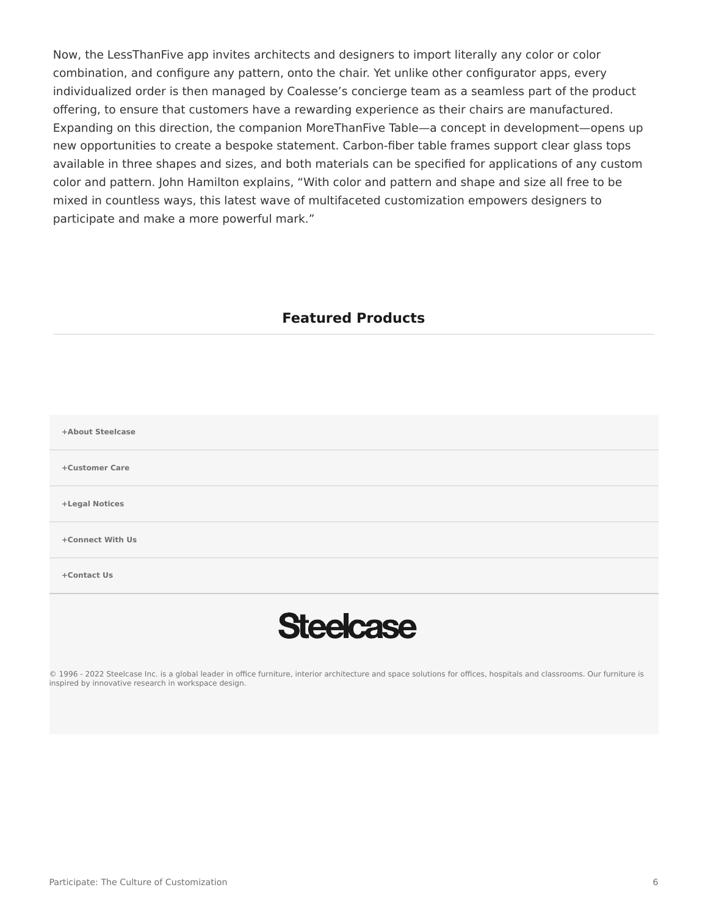Now, the LessThanFive app invites architects and designers to import literally any color or color combination, and configure any pattern, onto the chair. Yet unlike other configurator apps, every individualized order is then managed by Coalesse's concierge team as a seamless part of the product offering, to ensure that customers have a rewarding experience as their chairs are manufactured. Expanding on this direction, the companion MoreThanFive Table—a concept in development—opens up new opportunities to create a bespoke statement. Carbon-fiber table frames support clear glass tops available in three shapes and sizes, and both materials can be specified for applications of any custom color and pattern. John Hamilton explains, "With color and pattern and shape and size all free to be mixed in countless ways, this latest wave of multifaceted customization empowers designers to participate and make a more powerful mark."

## Featured Products

+About Steelcase

+Customer Care

+Legal Notices

+Connect With Us

+Contact Us

Steelcase

© 1996 - 2022 Steelcase Inc. is a global leader in office furniture, interior architecture and space solutions for offices, hospitals and classrooms. Our furniture is inspired by innovative research in workspace design.